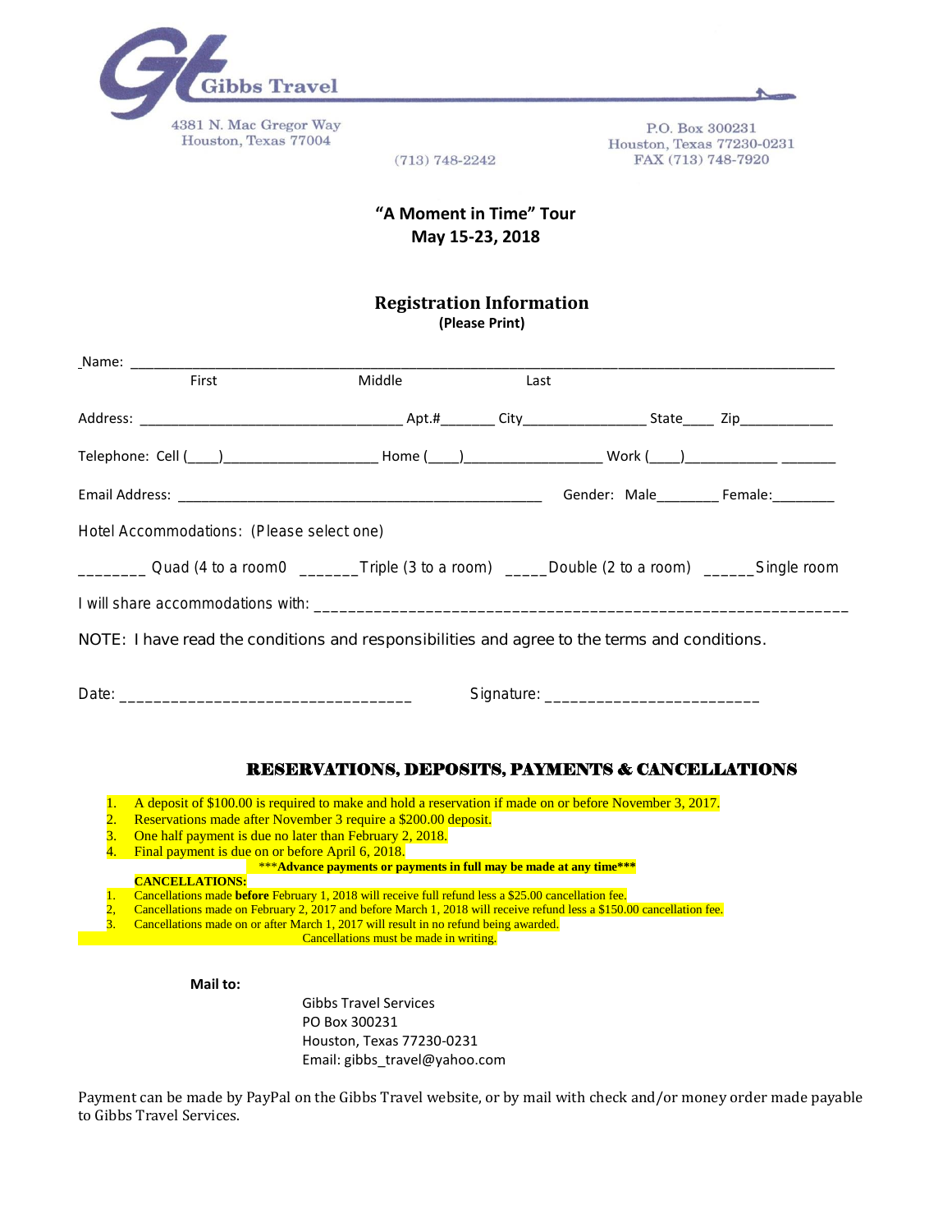Gibbs Travel

4381 N. Mac Gregor Way
Houston, Texas 77004

(713) 748-2242

P.O. Box 300231
Houston, Texas 77230-0231
FAX (713) 748-7920

**"A Moment in Time" Tour**
**May 15-23, 2018**

## Registration Information

**(Please Print)**

_Name: ____________________________________________________________________________
First Middle Last

Address: ___________________________________ Apt.#_______ City________________ State____ Zip____________

Telephone: Cell (____)____________________ Home (____)__________________ Work (____)____________ _______

Email Address: _______________________________________________ Gender: Male________ Female:________

Hotel Accommodations: (Please select one)

________ Quad (4 to a room0 _______Triple (3 to a room) _____Double (2 to a room) ______Single room

I will share accommodations with: _______________________________________________________________

NOTE: I have read the conditions and responsibilities and agree to the terms and conditions.

Date: _________________________________ Signature: ________________________

## RESERVATIONS, DEPOSITS, PAYMENTS & CANCELLATIONS

1. A deposit of $100.00 is required to make and hold a reservation if made on or before November 3, 2017.
2. Reservations made after November 3 require a $200.00 deposit.
3. One half payment is due no later than February 2, 2018.
4. Final payment is due on or before April 6, 2018.

***Advance payments or payments in full may be made at any time***

**CANCELLATIONS:**

1. Cancellations made **before** February 1, 2018 will receive full refund less a $25.00 cancellation fee.
2. Cancellations made on February 2, 2017 and before March 1, 2018 will receive refund less a $150.00 cancellation fee.
3. Cancellations made on or after March 1, 2017 will result in no refund being awarded.

Cancellations must be made in writing.

**Mail to:**

Gibbs Travel Services
PO Box 300231
Houston, Texas 77230-0231
Email: gibbs_travel@yahoo.com

Payment can be made by PayPal on the Gibbs Travel website, or by mail with check and/or money order made payable to Gibbs Travel Services.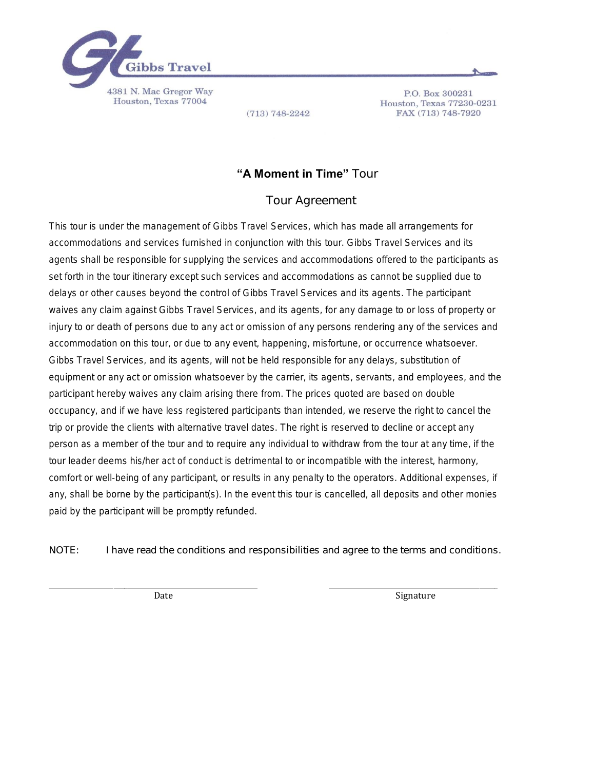Gibbs Travel

4381 N. Mac Gregor Way
Houston, Texas 77004

(713) 748-2242

P.O. Box 300231
Houston, Texas 77230-0231
FAX (713) 748-7920

## **"A Moment in Time"** Tour

### Tour Agreement

This tour is under the management of Gibbs Travel Services, which has made all arrangements for accommodations and services furnished in conjunction with this tour. Gibbs Travel Services and its agents shall be responsible for supplying the services and accommodations offered to the participants as set forth in the tour itinerary except such services and accommodations as cannot be supplied due to delays or other causes beyond the control of Gibbs Travel Services and its agents. The participant waives any claim against Gibbs Travel Services, and its agents, for any damage to or loss of property or injury to or death of persons due to any act or omission of any persons rendering any of the services and accommodation on this tour, or due to any event, happening, misfortune, or occurrence whatsoever. Gibbs Travel Services, and its agents, will not be held responsible for any delays, substitution of equipment or any act or omission whatsoever by the carrier, its agents, servants, and employees, and the participant hereby waives any claim arising there from. The prices quoted are based on double occupancy, and if we have less registered participants than intended, we reserve the right to cancel the trip or provide the clients with alternative travel dates. The right is reserved to decline or accept any person as a member of the tour and to require any individual to withdraw from the tour at any time, if the tour leader deems his/her act of conduct is detrimental to or incompatible with the interest, harmony, comfort or well-being of any participant, or results in any penalty to the operators. Additional expenses, if any, shall be borne by the participant(s). In the event this tour is cancelled, all deposits and other monies paid by the participant will be promptly refunded.

NOTE: I have read the conditions and responsibilities and agree to the terms and conditions.

_______________________________ Date

_______________________________ Signature